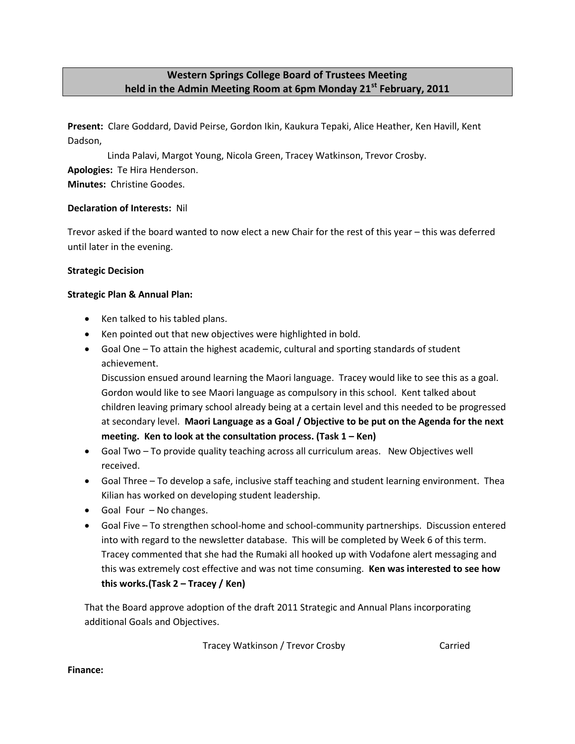# Western Springs College Board of Trustees Meeting held in the Admin Meeting Room at 6pm Monday 21st February, 2011

**Present:** Clare Goddard, David Peirse, Gordon Ikin, Kaukura Tepaki, Alice Heather, Ken Havill, Kent Dadson,

Linda Palavi, Margot Young, Nicola Green, Tracey Watkinson, Trevor Crosby.

**Apologies:** Te Hira Henderson.

**Minutes:** Christine Goodes.

**Declaration of Interests:** Nil

Trevor asked if the board wanted to now elect a new Chair for the rest of this year – this was deferred until later in the evening.

**Strategic Decision**

**Strategic Plan & Annual Plan:**

- Ken talked to his tabled plans.
- Ken pointed out that new objectives were highlighted in bold.
- Goal One – To attain the highest academic, cultural and sporting standards of student achievement.
  Discussion ensued around learning the Maori language. Tracey would like to see this as a goal. Gordon would like to see Maori language as compulsory in this school. Kent talked about children leaving primary school already being at a certain level and this needed to be progressed at secondary level. **Maori Language as a Goal / Objective to be put on the Agenda for the next meeting. Ken to look at the consultation process. (Task 1 – Ken)**
- Goal Two – To provide quality teaching across all curriculum areas. New Objectives well received.
- Goal Three – To develop a safe, inclusive staff teaching and student learning environment. Thea Kilian has worked on developing student leadership.
- Goal Four – No changes.
- Goal Five – To strengthen school-home and school-community partnerships. Discussion entered into with regard to the newsletter database. This will be completed by Week 6 of this term. Tracey commented that she had the Rumaki all hooked up with Vodafone alert messaging and this was extremely cost effective and was not time consuming. **Ken was interested to see how this works.(Task 2 – Tracey / Ken)**

That the Board approve adoption of the draft 2011 Strategic and Annual Plans incorporating additional Goals and Objectives.

Tracey Watkinson / Trevor Crosby — Carried

**Finance:**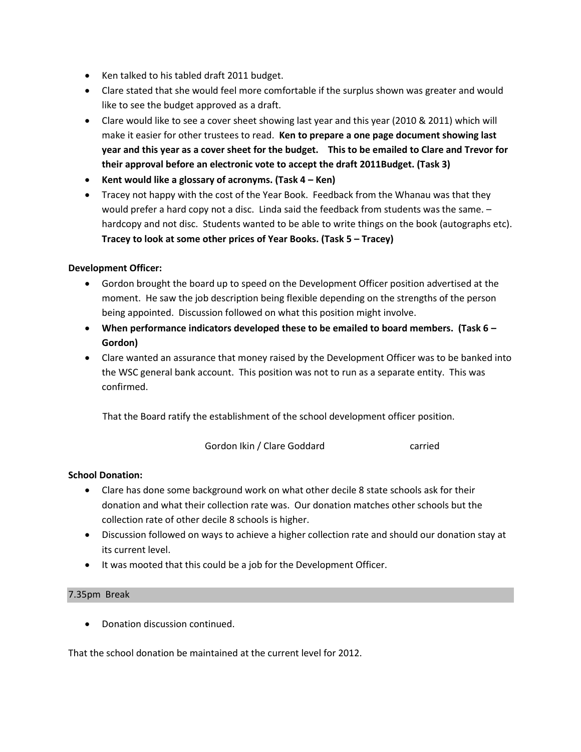- Ken talked to his tabled draft 2011 budget.
- Clare stated that she would feel more comfortable if the surplus shown was greater and would like to see the budget approved as a draft.
- Clare would like to see a cover sheet showing last year and this year (2010 & 2011) which will make it easier for other trustees to read. **Ken to prepare a one page document showing last year and this year as a cover sheet for the budget. This to be emailed to Clare and Trevor for their approval before an electronic vote to accept the draft 2011Budget. (Task 3)**
- **Kent would like a glossary of acronyms. (Task 4 – Ken)**
- Tracey not happy with the cost of the Year Book. Feedback from the Whanau was that they would prefer a hard copy not a disc. Linda said the feedback from students was the same. – hardcopy and not disc. Students wanted to be able to write things on the book (autographs etc). **Tracey to look at some other prices of Year Books. (Task 5 – Tracey)**

**Development Officer:**

- Gordon brought the board up to speed on the Development Officer position advertised at the moment. He saw the job description being flexible depending on the strengths of the person being appointed. Discussion followed on what this position might involve.
- **When performance indicators developed these to be emailed to board members. (Task 6 – Gordon)**
- Clare wanted an assurance that money raised by the Development Officer was to be banked into the WSC general bank account. This position was not to run as a separate entity. This was confirmed.

That the Board ratify the establishment of the school development officer position.

Gordon Ikin / Clare Goddard carried

**School Donation:**

- Clare has done some background work on what other decile 8 state schools ask for their donation and what their collection rate was. Our donation matches other schools but the collection rate of other decile 8 schools is higher.
- Discussion followed on ways to achieve a higher collection rate and should our donation stay at its current level.
- It was mooted that this could be a job for the Development Officer.

7.35pm Break

- Donation discussion continued.

That the school donation be maintained at the current level for 2012.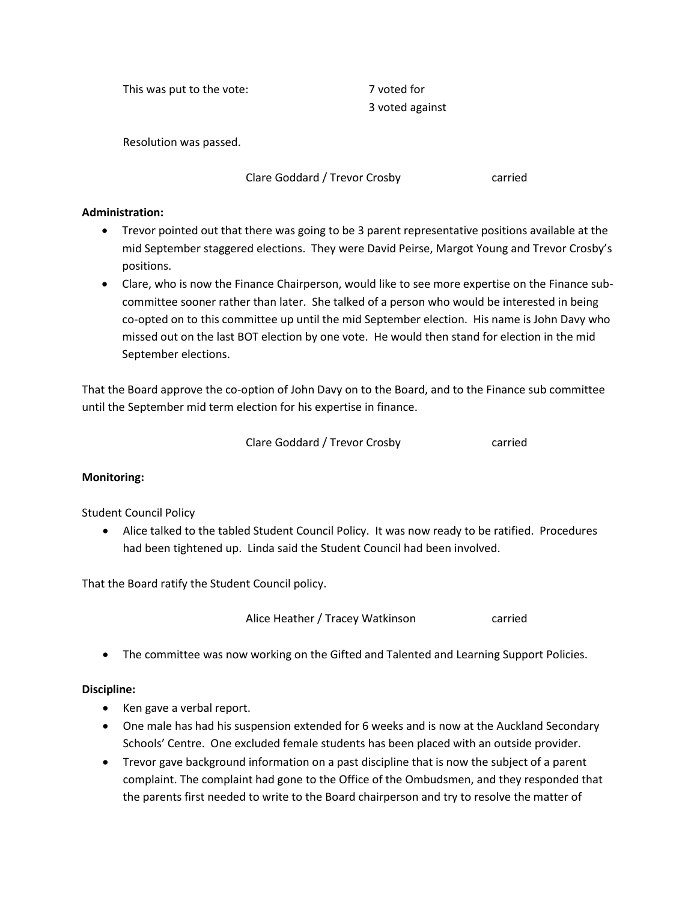This was put to the vote: 7 voted for
3 voted against

Resolution was passed.

Clare Goddard / Trevor Crosby carried

**Administration:**

- Trevor pointed out that there was going to be 3 parent representative positions available at the mid September staggered elections. They were David Peirse, Margot Young and Trevor Crosby's positions.
- Clare, who is now the Finance Chairperson, would like to see more expertise on the Finance sub-committee sooner rather than later. She talked of a person who would be interested in being co-opted on to this committee up until the mid September election. His name is John Davy who missed out on the last BOT election by one vote. He would then stand for election in the mid September elections.

That the Board approve the co-option of John Davy on to the Board, and to the Finance sub committee until the September mid term election for his expertise in finance.

Clare Goddard / Trevor Crosby carried

**Monitoring:**

Student Council Policy

- Alice talked to the tabled Student Council Policy. It was now ready to be ratified. Procedures had been tightened up. Linda said the Student Council had been involved.

That the Board ratify the Student Council policy.

Alice Heather / Tracey Watkinson carried

- The committee was now working on the Gifted and Talented and Learning Support Policies.

**Discipline:**

- Ken gave a verbal report.
- One male has had his suspension extended for 6 weeks and is now at the Auckland Secondary Schools' Centre. One excluded female students has been placed with an outside provider.
- Trevor gave background information on a past discipline that is now the subject of a parent complaint. The complaint had gone to the Office of the Ombudsmen, and they responded that the parents first needed to write to the Board chairperson and try to resolve the matter of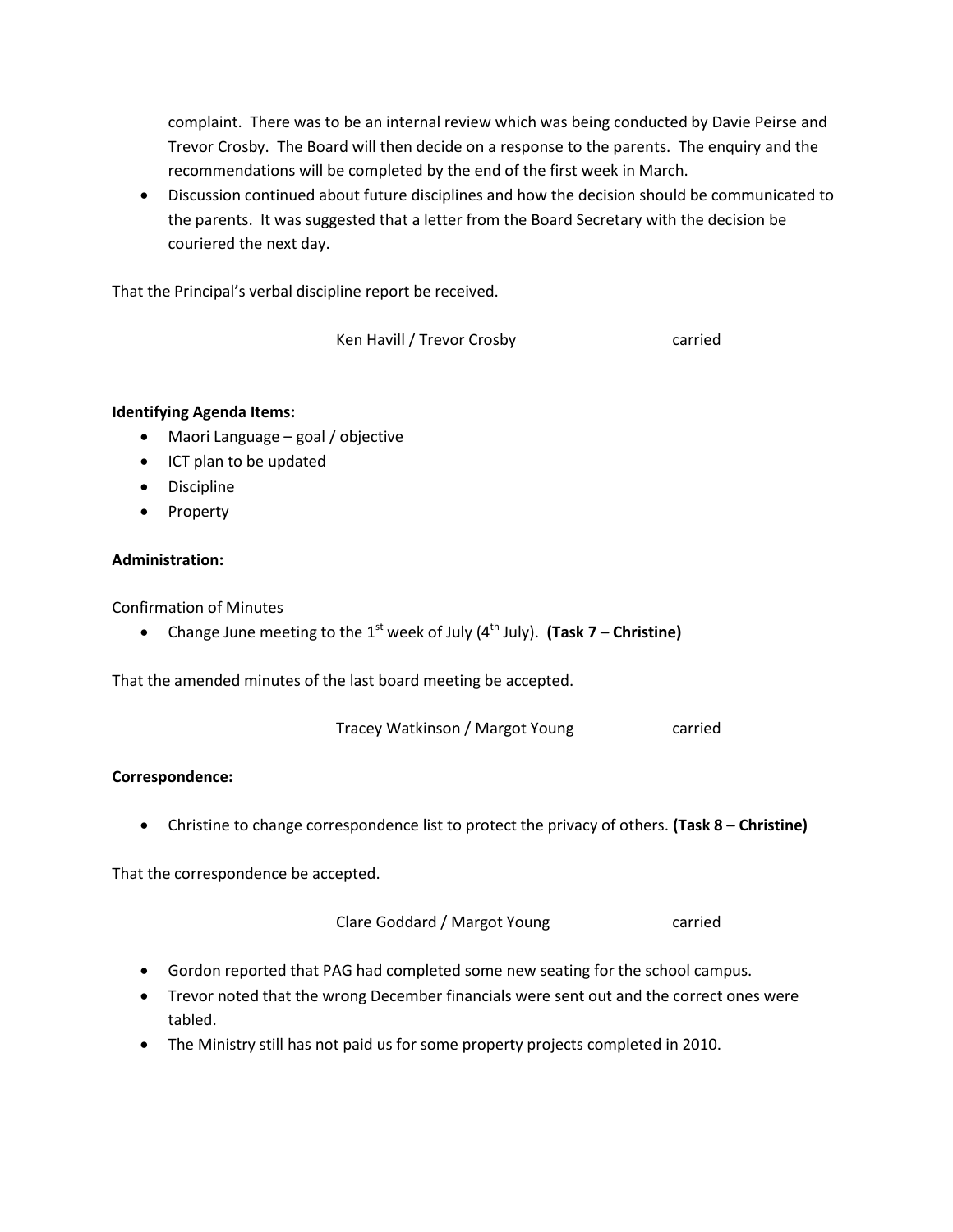complaint. There was to be an internal review which was being conducted by Davie Peirse and Trevor Crosby. The Board will then decide on a response to the parents. The enquiry and the recommendations will be completed by the end of the first week in March.

- Discussion continued about future disciplines and how the decision should be communicated to the parents. It was suggested that a letter from the Board Secretary with the decision be couriered the next day.

That the Principal's verbal discipline report be received.

Ken Havill / Trevor Crosby carried

**Identifying Agenda Items:**

- Maori Language – goal / objective
- ICT plan to be updated
- Discipline
- Property

**Administration:**

Confirmation of Minutes

- Change June meeting to the 1st week of July (4th July). **(Task 7 – Christine)**

That the amended minutes of the last board meeting be accepted.

Tracey Watkinson / Margot Young carried

**Correspondence:**

- Christine to change correspondence list to protect the privacy of others. **(Task 8 – Christine)**

That the correspondence be accepted.

Clare Goddard / Margot Young carried

- Gordon reported that PAG had completed some new seating for the school campus.
- Trevor noted that the wrong December financials were sent out and the correct ones were tabled.
- The Ministry still has not paid us for some property projects completed in 2010.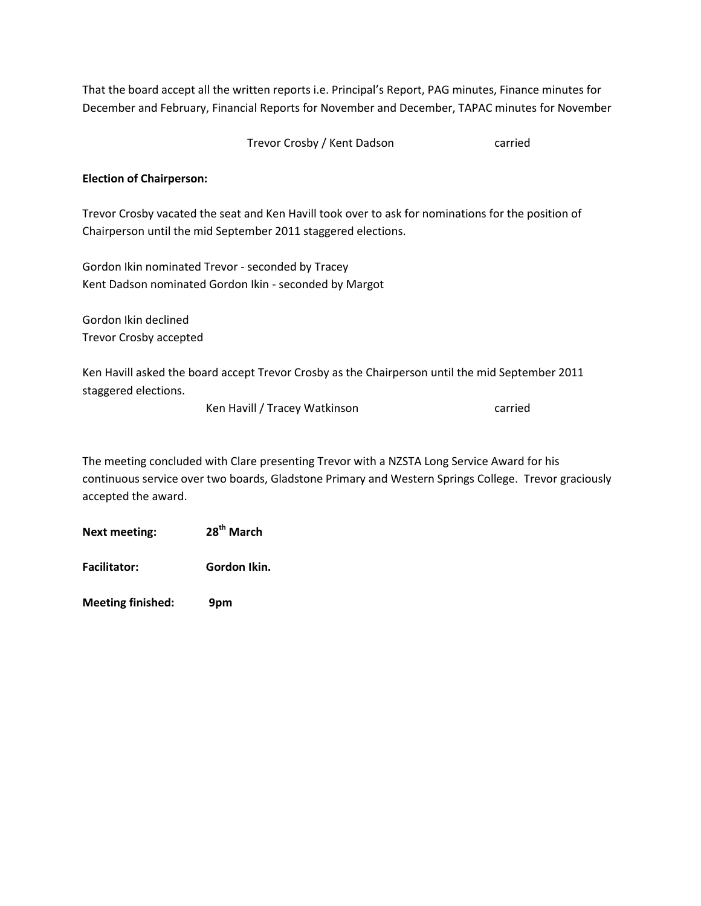That the board accept all the written reports i.e. Principal's Report, PAG minutes, Finance minutes for December and February, Financial Reports for November and December, TAPAC minutes for November

Trevor Crosby / Kent Dadson carried

**Election of Chairperson:**

Trevor Crosby vacated the seat and Ken Havill took over to ask for nominations for the position of Chairperson until the mid September 2011 staggered elections.

Gordon Ikin nominated Trevor - seconded by Tracey
Kent Dadson nominated Gordon Ikin - seconded by Margot

Gordon Ikin declined
Trevor Crosby accepted

Ken Havill asked the board accept Trevor Crosby as the Chairperson until the mid September 2011 staggered elections.

Ken Havill / Tracey Watkinson carried

The meeting concluded with Clare presenting Trevor with a NZSTA Long Service Award for his continuous service over two boards, Gladstone Primary and Western Springs College. Trevor graciously accepted the award.

**Next meeting:** **28th March**

**Facilitator:** **Gordon Ikin.**

**Meeting finished:** **9pm**